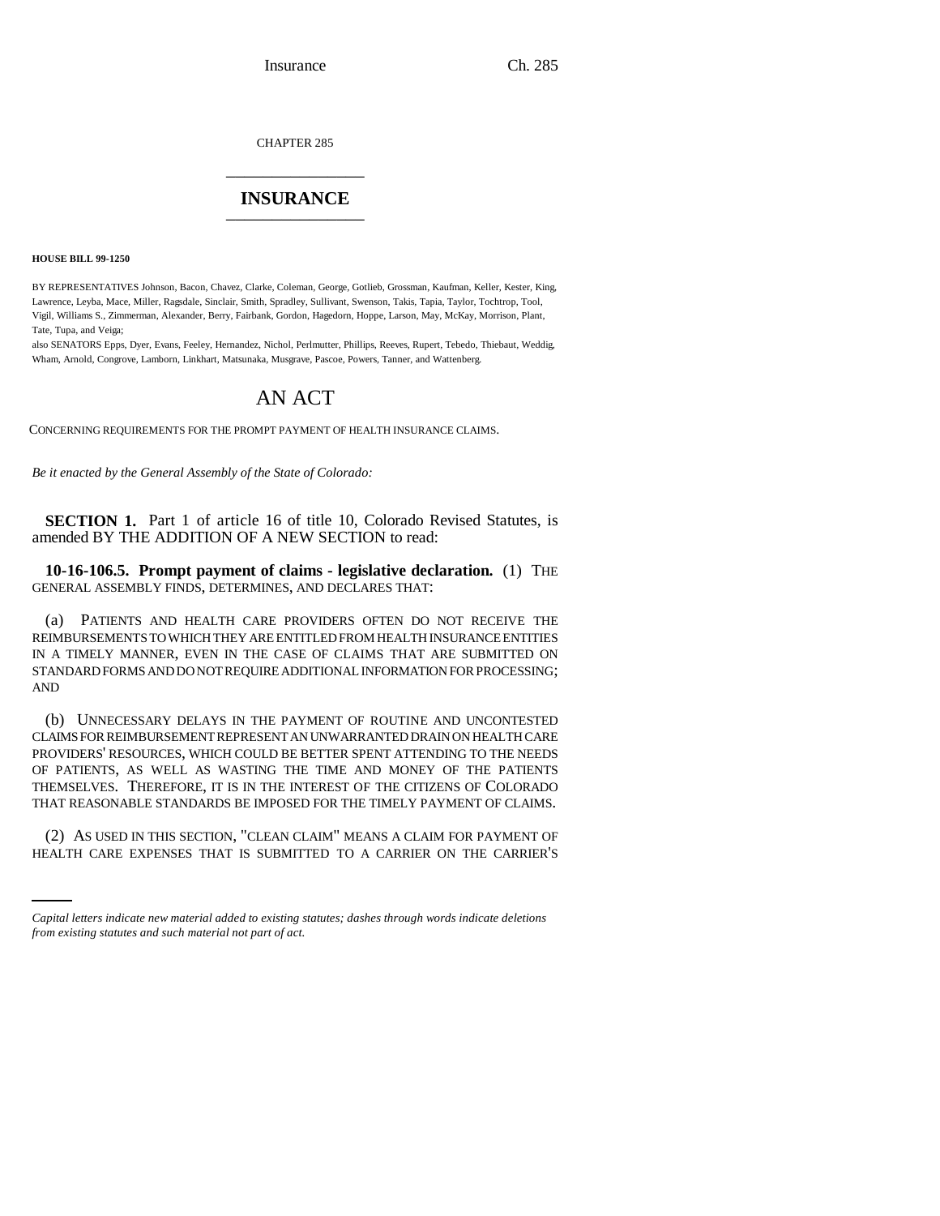CHAPTER 285

# INSURANCE

**HOUSE BILL 99-1250**

BY REPRESENTATIVES Johnson, Bacon, Chavez, Clarke, Coleman, George, Gotlieb, Grossman, Kaufman, Keller, Kester, King, Lawrence, Leyba, Mace, Miller, Ragsdale, Sinclair, Smith, Spradley, Sullivant, Swenson, Takis, Tapia, Taylor, Tochtrop, Tool, Vigil, Williams S., Zimmerman, Alexander, Berry, Fairbank, Gordon, Hagedorn, Hoppe, Larson, May, McKay, Morrison, Plant, Tate, Tupa, and Veiga;

also SENATORS Epps, Dyer, Evans, Feeley, Hernandez, Nichol, Perlmutter, Phillips, Reeves, Rupert, Tebedo, Thiebaut, Weddig, Wham, Arnold, Congrove, Lamborn, Linkhart, Matsunaka, Musgrave, Pascoe, Powers, Tanner, and Wattenberg.

# AN ACT

CONCERNING REQUIREMENTS FOR THE PROMPT PAYMENT OF HEALTH INSURANCE CLAIMS.

*Be it enacted by the General Assembly of the State of Colorado:*

**SECTION 1.** Part 1 of article 16 of title 10, Colorado Revised Statutes, is amended BY THE ADDITION OF A NEW SECTION to read:

**10-16-106.5. Prompt payment of claims - legislative declaration.** (1) THE GENERAL ASSEMBLY FINDS, DETERMINES, AND DECLARES THAT:

(a) PATIENTS AND HEALTH CARE PROVIDERS OFTEN DO NOT RECEIVE THE REIMBURSEMENTS TO WHICH THEY ARE ENTITLED FROM HEALTH INSURANCE ENTITIES IN A TIMELY MANNER, EVEN IN THE CASE OF CLAIMS THAT ARE SUBMITTED ON STANDARD FORMS AND DO NOT REQUIRE ADDITIONAL INFORMATION FOR PROCESSING; AND

(b) UNNECESSARY DELAYS IN THE PAYMENT OF ROUTINE AND UNCONTESTED CLAIMS FOR REIMBURSEMENT REPRESENT AN UNWARRANTED DRAIN ON HEALTH CARE PROVIDERS' RESOURCES, WHICH COULD BE BETTER SPENT ATTENDING TO THE NEEDS OF PATIENTS, AS WELL AS WASTING THE TIME AND MONEY OF THE PATIENTS THEMSELVES. THEREFORE, IT IS IN THE INTEREST OF THE CITIZENS OF COLORADO THAT REASONABLE STANDARDS BE IMPOSED FOR THE TIMELY PAYMENT OF CLAIMS.

(2) AS USED IN THIS SECTION, "CLEAN CLAIM" MEANS A CLAIM FOR PAYMENT OF HEALTH CARE EXPENSES THAT IS SUBMITTED TO A CARRIER ON THE CARRIER'S

*Capital letters indicate new material added to existing statutes; dashes through words indicate deletions from existing statutes and such material not part of act.*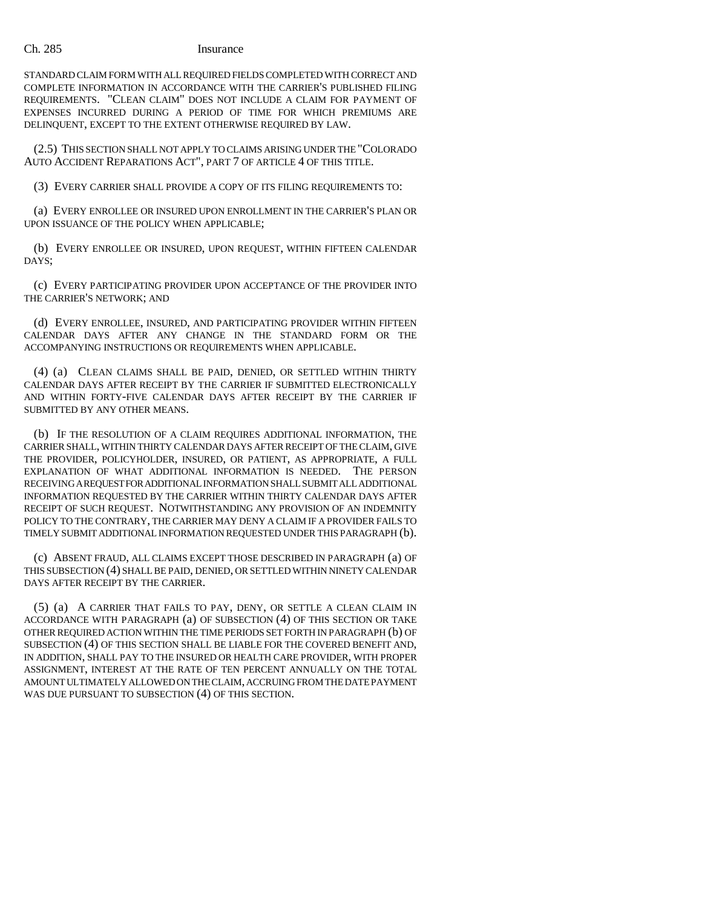STANDARD CLAIM FORM WITH ALL REQUIRED FIELDS COMPLETED WITH CORRECT AND COMPLETE INFORMATION IN ACCORDANCE WITH THE CARRIER'S PUBLISHED FILING REQUIREMENTS. "CLEAN CLAIM" DOES NOT INCLUDE A CLAIM FOR PAYMENT OF EXPENSES INCURRED DURING A PERIOD OF TIME FOR WHICH PREMIUMS ARE DELINQUENT, EXCEPT TO THE EXTENT OTHERWISE REQUIRED BY LAW.

(2.5) THIS SECTION SHALL NOT APPLY TO CLAIMS ARISING UNDER THE "COLORADO AUTO ACCIDENT REPARATIONS ACT", PART 7 OF ARTICLE 4 OF THIS TITLE.

(3) EVERY CARRIER SHALL PROVIDE A COPY OF ITS FILING REQUIREMENTS TO:

(a) EVERY ENROLLEE OR INSURED UPON ENROLLMENT IN THE CARRIER'S PLAN OR UPON ISSUANCE OF THE POLICY WHEN APPLICABLE;

(b) EVERY ENROLLEE OR INSURED, UPON REQUEST, WITHIN FIFTEEN CALENDAR DAYS;

(c) EVERY PARTICIPATING PROVIDER UPON ACCEPTANCE OF THE PROVIDER INTO THE CARRIER'S NETWORK; AND

(d) EVERY ENROLLEE, INSURED, AND PARTICIPATING PROVIDER WITHIN FIFTEEN CALENDAR DAYS AFTER ANY CHANGE IN THE STANDARD FORM OR THE ACCOMPANYING INSTRUCTIONS OR REQUIREMENTS WHEN APPLICABLE.

(4) (a) CLEAN CLAIMS SHALL BE PAID, DENIED, OR SETTLED WITHIN THIRTY CALENDAR DAYS AFTER RECEIPT BY THE CARRIER IF SUBMITTED ELECTRONICALLY AND WITHIN FORTY-FIVE CALENDAR DAYS AFTER RECEIPT BY THE CARRIER IF SUBMITTED BY ANY OTHER MEANS.

(b) IF THE RESOLUTION OF A CLAIM REQUIRES ADDITIONAL INFORMATION, THE CARRIER SHALL, WITHIN THIRTY CALENDAR DAYS AFTER RECEIPT OF THE CLAIM, GIVE THE PROVIDER, POLICYHOLDER, INSURED, OR PATIENT, AS APPROPRIATE, A FULL EXPLANATION OF WHAT ADDITIONAL INFORMATION IS NEEDED. THE PERSON RECEIVING A REQUEST FOR ADDITIONAL INFORMATION SHALL SUBMIT ALL ADDITIONAL INFORMATION REQUESTED BY THE CARRIER WITHIN THIRTY CALENDAR DAYS AFTER RECEIPT OF SUCH REQUEST. NOTWITHSTANDING ANY PROVISION OF AN INDEMNITY POLICY TO THE CONTRARY, THE CARRIER MAY DENY A CLAIM IF A PROVIDER FAILS TO TIMELY SUBMIT ADDITIONAL INFORMATION REQUESTED UNDER THIS PARAGRAPH (b).

(c) ABSENT FRAUD, ALL CLAIMS EXCEPT THOSE DESCRIBED IN PARAGRAPH (a) OF THIS SUBSECTION (4) SHALL BE PAID, DENIED, OR SETTLED WITHIN NINETY CALENDAR DAYS AFTER RECEIPT BY THE CARRIER.

(5) (a) A CARRIER THAT FAILS TO PAY, DENY, OR SETTLE A CLEAN CLAIM IN ACCORDANCE WITH PARAGRAPH (a) OF SUBSECTION (4) OF THIS SECTION OR TAKE OTHER REQUIRED ACTION WITHIN THE TIME PERIODS SET FORTH IN PARAGRAPH (b) OF SUBSECTION (4) OF THIS SECTION SHALL BE LIABLE FOR THE COVERED BENEFIT AND, IN ADDITION, SHALL PAY TO THE INSURED OR HEALTH CARE PROVIDER, WITH PROPER ASSIGNMENT, INTEREST AT THE RATE OF TEN PERCENT ANNUALLY ON THE TOTAL AMOUNT ULTIMATELY ALLOWED ON THE CLAIM, ACCRUING FROM THE DATE PAYMENT WAS DUE PURSUANT TO SUBSECTION (4) OF THIS SECTION.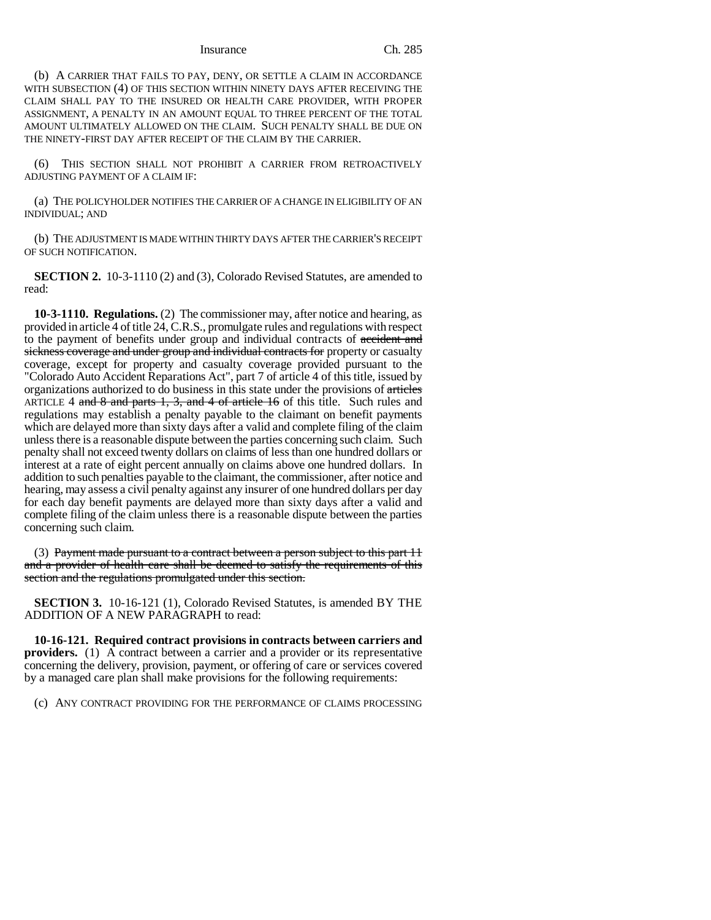(b) A CARRIER THAT FAILS TO PAY, DENY, OR SETTLE A CLAIM IN ACCORDANCE WITH SUBSECTION (4) OF THIS SECTION WITHIN NINETY DAYS AFTER RECEIVING THE CLAIM SHALL PAY TO THE INSURED OR HEALTH CARE PROVIDER, WITH PROPER ASSIGNMENT, A PENALTY IN AN AMOUNT EQUAL TO THREE PERCENT OF THE TOTAL AMOUNT ULTIMATELY ALLOWED ON THE CLAIM. SUCH PENALTY SHALL BE DUE ON THE NINETY-FIRST DAY AFTER RECEIPT OF THE CLAIM BY THE CARRIER.

(6) THIS SECTION SHALL NOT PROHIBIT A CARRIER FROM RETROACTIVELY ADJUSTING PAYMENT OF A CLAIM IF:

(a) THE POLICYHOLDER NOTIFIES THE CARRIER OF A CHANGE IN ELIGIBILITY OF AN INDIVIDUAL; AND

(b) THE ADJUSTMENT IS MADE WITHIN THIRTY DAYS AFTER THE CARRIER'S RECEIPT OF SUCH NOTIFICATION.

**SECTION 2.** 10-3-1110 (2) and (3), Colorado Revised Statutes, are amended to read:

**10-3-1110. Regulations.** (2) The commissioner may, after notice and hearing, as provided in article 4 of title 24, C.R.S., promulgate rules and regulations with respect to the payment of benefits under group and individual contracts of ~~accident and sickness coverage and under group and individual contracts for~~ property or casualty coverage, except for property and casualty coverage provided pursuant to the "Colorado Auto Accident Reparations Act", part 7 of article 4 of this title, issued by organizations authorized to do business in this state under the provisions of ~~articles~~ ARTICLE 4 ~~and 8 and parts 1, 3, and 4 of article 16~~ of this title. Such rules and regulations may establish a penalty payable to the claimant on benefit payments which are delayed more than sixty days after a valid and complete filing of the claim unless there is a reasonable dispute between the parties concerning such claim. Such penalty shall not exceed twenty dollars on claims of less than one hundred dollars or interest at a rate of eight percent annually on claims above one hundred dollars. In addition to such penalties payable to the claimant, the commissioner, after notice and hearing, may assess a civil penalty against any insurer of one hundred dollars per day for each day benefit payments are delayed more than sixty days after a valid and complete filing of the claim unless there is a reasonable dispute between the parties concerning such claim.

(3) ~~Payment made pursuant to a contract between a person subject to this part 11 and a provider of health care shall be deemed to satisfy the requirements of this section and the regulations promulgated under this section.~~

**SECTION 3.** 10-16-121 (1), Colorado Revised Statutes, is amended BY THE ADDITION OF A NEW PARAGRAPH to read:

**10-16-121. Required contract provisions in contracts between carriers and providers.** (1) A contract between a carrier and a provider or its representative concerning the delivery, provision, payment, or offering of care or services covered by a managed care plan shall make provisions for the following requirements:

(c) ANY CONTRACT PROVIDING FOR THE PERFORMANCE OF CLAIMS PROCESSING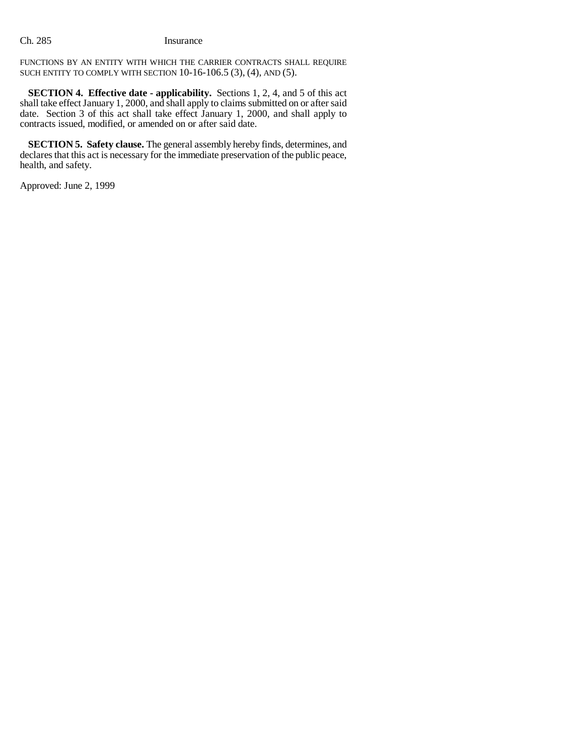FUNCTIONS BY AN ENTITY WITH WHICH THE CARRIER CONTRACTS SHALL REQUIRE SUCH ENTITY TO COMPLY WITH SECTION 10-16-106.5 (3), (4), AND (5).

**SECTION 4. Effective date - applicability.** Sections 1, 2, 4, and 5 of this act shall take effect January 1, 2000, and shall apply to claims submitted on or after said date. Section 3 of this act shall take effect January 1, 2000, and shall apply to contracts issued, modified, or amended on or after said date.

**SECTION 5. Safety clause.** The general assembly hereby finds, determines, and declares that this act is necessary for the immediate preservation of the public peace, health, and safety.

Approved: June 2, 1999